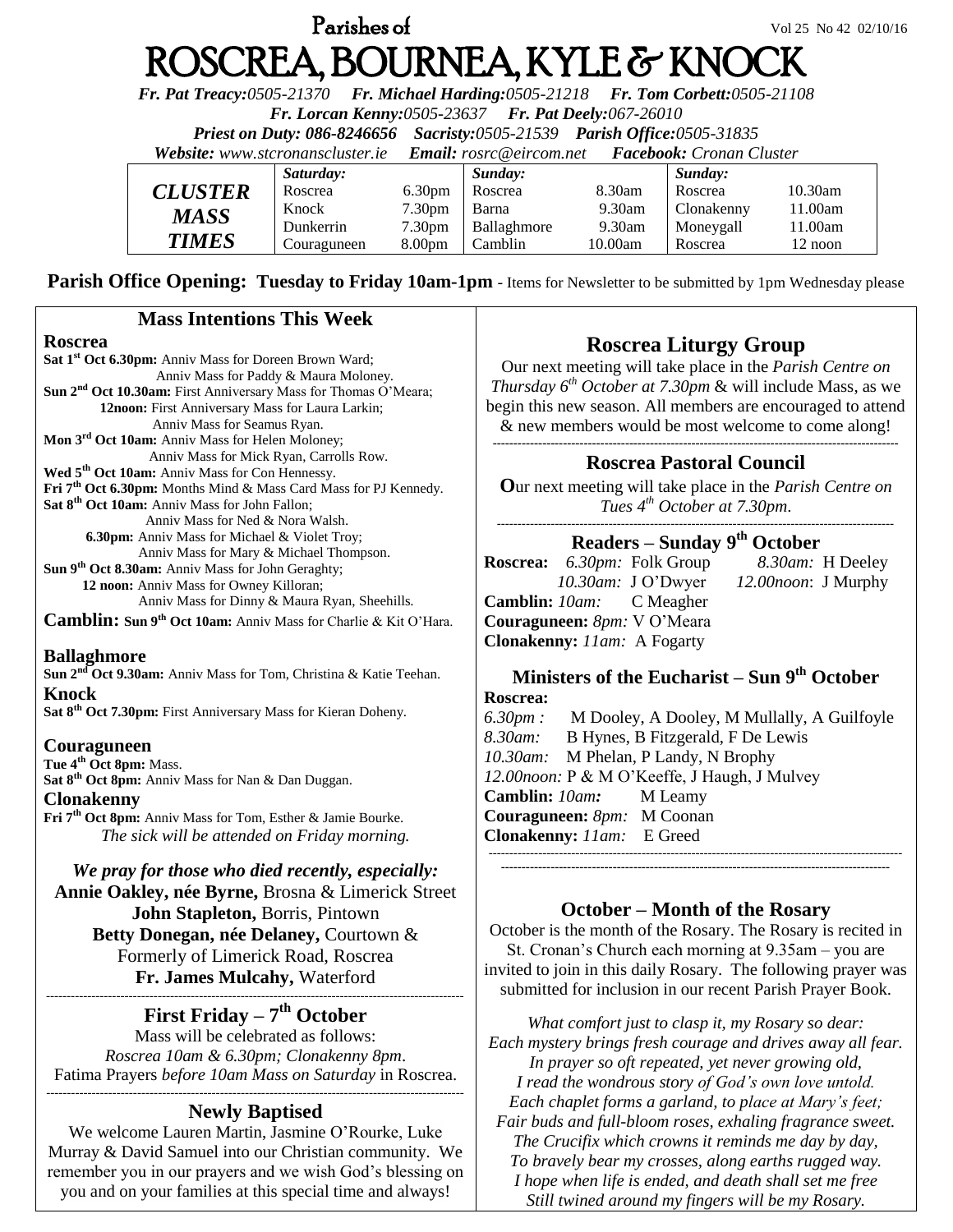Parishes of

# ROSCREA, BOURNEA, KYLE & KNOCK

Vol 25 No 42 02/10/16

*Fr. Pat Treacy:0505-21370 Fr. Michael Harding:0505-21218 Fr. Tom Corbett:0505-21108*
*Fr. Lorcan Kenny:0505-23637 Fr. Pat Deely:067-26010*
*Priest on Duty: 086-8246656 Sacristy:0505-21539 Parish Office:0505-31835*
*Website: www.stcronanscluster.ie Email: rosrc@eircom.net Facebook: Cronan Cluster*

| CLUSTER MASS TIMES | Saturday: | | Sunday: | | Sunday: | |
|---|---|---|---|---|---|---|
| | Roscrea | 6.30pm | Roscrea | 8.30am | Roscrea | 10.30am |
| | Knock | 7.30pm | Barna | 9.30am | Clonakenny | 11.00am |
| | Dunkerrin | 7.30pm | Ballaghmore | 9.30am | Moneygall | 11.00am |
| | Couraguneen | 8.00pm | Camblin | 10.00am | Roscrea | 12 noon |

**Parish Office Opening: Tuesday to Friday 10am-1pm** - Items for Newsletter to be submitted by 1pm Wednesday please

## Mass Intentions This Week

**Roscrea**

**Sat 1st Oct 6.30pm:** Anniv Mass for Doreen Brown Ward; Anniv Mass for Paddy & Maura Moloney.
**Sun 2nd Oct 10.30am:** First Anniversary Mass for Thomas O'Meara;
**12noon:** First Anniversary Mass for Laura Larkin; Anniv Mass for Seamus Ryan.
**Mon 3rd Oct 10am:** Anniv Mass for Helen Moloney; Anniv Mass for Mick Ryan, Carrolls Row.
**Wed 5th Oct 10am:** Anniv Mass for Con Hennessy.
**Fri 7th Oct 6.30pm:** Months Mind & Mass Card Mass for PJ Kennedy.
**Sat 8th Oct 10am:** Anniv Mass for John Fallon; Anniv Mass for Ned & Nora Walsh.
**6.30pm:** Anniv Mass for Michael & Violet Troy; Anniv Mass for Mary & Michael Thompson.
**Sun 9th Oct 8.30am:** Anniv Mass for John Geraghty;
**12 noon:** Anniv Mass for Owney Killoran; Anniv Mass for Dinny & Maura Ryan, Sheehills.

**Camblin: Sun 9th Oct 10am:** Anniv Mass for Charlie & Kit O'Hara.

**Ballaghmore**
**Sun 2nd Oct 9.30am:** Anniv Mass for Tom, Christina & Katie Teehan.

**Knock**
**Sat 8th Oct 7.30pm:** First Anniversary Mass for Kieran Doheny.

**Couraguneen**
**Tue 4th Oct 8pm:** Mass.
**Sat 8th Oct 8pm:** Anniv Mass for Nan & Dan Duggan.

**Clonakenny**
**Fri 7th Oct 8pm:** Anniv Mass for Tom, Esther & Jamie Bourke.
*The sick will be attended on Friday morning.*

***We pray for those who died recently, especially:***
**Annie Oakley, née Byrne,** Brosna & Limerick Street
**John Stapleton,** Borris, Pintown
**Betty Donegan, née Delaney,** Courtown & Formerly of Limerick Road, Roscrea
**Fr. James Mulcahy,** Waterford

## First Friday – 7th October

Mass will be celebrated as follows:
*Roscrea 10am & 6.30pm; Clonakenny 8pm.*
Fatima Prayers *before 10am Mass on Saturday* in Roscrea.

## Newly Baptised

We welcome Lauren Martin, Jasmine O'Rourke, Luke Murray & David Samuel into our Christian community. We remember you in our prayers and we wish God's blessing on you and on your families at this special time and always!

## Roscrea Liturgy Group

Our next meeting will take place in the *Parish Centre on Thursday 6th October at 7.30pm* & will include Mass, as we begin this new season. All members are encouraged to attend & new members would be most welcome to come along!

## Roscrea Pastoral Council

**O**ur next meeting will take place in the *Parish Centre on Tues 4th October at 7.30pm.*

## Readers – Sunday 9th October

**Roscrea:** *6.30pm:* Folk Group *8.30am:* H Deeley
*10.30am:* J O'Dwyer *12.00noon*: J Murphy
**Camblin:** *10am:* C Meagher
**Couraguneen:** *8pm:* V O'Meara
**Clonakenny:** *11am:* A Fogarty

## Ministers of the Eucharist – Sun 9th October

**Roscrea:**
*6.30pm :* M Dooley, A Dooley, M Mullally, A Guilfoyle
*8.30am:* B Hynes, B Fitzgerald, F De Lewis
*10.30am:* M Phelan, P Landy, N Brophy
*12.00noon:* P & M O'Keeffe, J Haugh, J Mulvey
**Camblin:** *10am:* M Leamy
**Couraguneen:** *8pm:* M Coonan
**Clonakenny:** *11am:* E Greed

## October – Month of the Rosary

October is the month of the Rosary. The Rosary is recited in St. Cronan's Church each morning at 9.35am – you are invited to join in this daily Rosary. The following prayer was submitted for inclusion in our recent Parish Prayer Book.

*What comfort just to clasp it, my Rosary so dear:*
*Each mystery brings fresh courage and drives away all fear.*
*In prayer so oft repeated, yet never growing old,*
*I read the wondrous story of God's own love untold.*
*Each chaplet forms a garland, to place at Mary's feet;*
*Fair buds and full-bloom roses, exhaling fragrance sweet.*
*The Crucifix which crowns it reminds me day by day,*
*To bravely bear my crosses, along earths rugged way.*
*I hope when life is ended, and death shall set me free*
*Still twined around my fingers will be my Rosary.*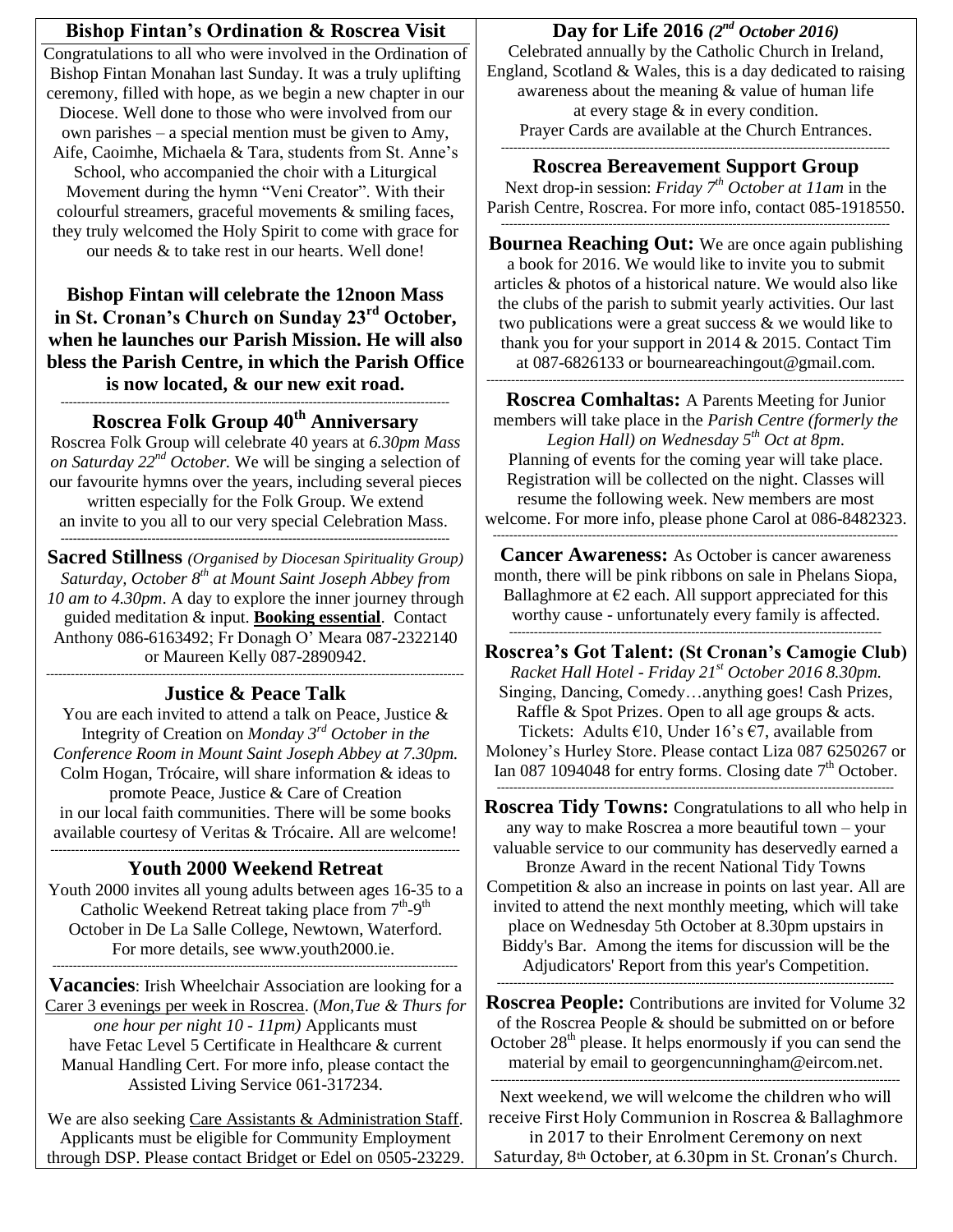## Bishop Fintan's Ordination & Roscrea Visit

Congratulations to all who were involved in the Ordination of Bishop Fintan Monahan last Sunday. It was a truly uplifting ceremony, filled with hope, as we begin a new chapter in our Diocese. Well done to those who were involved from our own parishes – a special mention must be given to Amy, Aife, Caoimhe, Michaela & Tara, students from St. Anne's School, who accompanied the choir with a Liturgical Movement during the hymn "Veni Creator". With their colourful streamers, graceful movements & smiling faces, they truly welcomed the Holy Spirit to come with grace for our needs & to take rest in our hearts. Well done!

**Bishop Fintan will celebrate the 12noon Mass in St. Cronan's Church on Sunday 23rd October, when he launches our Parish Mission. He will also bless the Parish Centre, in which the Parish Office is now located, & our new exit road.**

---

## Roscrea Folk Group 40th Anniversary

Roscrea Folk Group will celebrate 40 years at *6.30pm Mass on Saturday 22nd October.* We will be singing a selection of our favourite hymns over the years, including several pieces written especially for the Folk Group. We extend an invite to you all to our very special Celebration Mass.

---

**Sacred Stillness** *(Organised by Diocesan Spirituality Group) Saturday, October 8th at Mount Saint Joseph Abbey from 10 am to 4.30pm*. A day to explore the inner journey through guided meditation & input. **Booking essential**. Contact Anthony 086-6163492; Fr Donagh O' Meara 087-2322140 or Maureen Kelly 087-2890942.

---

## Justice & Peace Talk

You are each invited to attend a talk on Peace, Justice & Integrity of Creation on *Monday 3rd October in the Conference Room in Mount Saint Joseph Abbey at 7.30pm.* Colm Hogan, Trócaire, will share information & ideas to promote Peace, Justice & Care of Creation in our local faith communities. There will be some books available courtesy of Veritas & Trócaire. All are welcome!

---

## Youth 2000 Weekend Retreat

Youth 2000 invites all young adults between ages 16-35 to a Catholic Weekend Retreat taking place from 7th-9th October in De La Salle College, Newtown, Waterford. For more details, see www.youth2000.ie.

---

**Vacancies**: Irish Wheelchair Association are looking for a Carer 3 evenings per week in Roscrea. (*Mon,Tue & Thurs for one hour per night 10 - 11pm)* Applicants must have Fetac Level 5 Certificate in Healthcare & current Manual Handling Cert. For more info, please contact the Assisted Living Service 061-317234.

We are also seeking Care Assistants & Administration Staff. Applicants must be eligible for Community Employment through DSP. Please contact Bridget or Edel on 0505-23229.

## Day for Life 2016 *(2nd October 2016)*

Celebrated annually by the Catholic Church in Ireland, England, Scotland & Wales, this is a day dedicated to raising awareness about the meaning & value of human life at every stage & in every condition. Prayer Cards are available at the Church Entrances.

---

## Roscrea Bereavement Support Group

Next drop-in session: *Friday 7th October at 11am* in the Parish Centre, Roscrea. For more info, contact 085-1918550.

---

**Bournea Reaching Out:** We are once again publishing a book for 2016. We would like to invite you to submit articles & photos of a historical nature. We would also like the clubs of the parish to submit yearly activities. Our last two publications were a great success & we would like to thank you for your support in 2014 & 2015. Contact Tim at 087-6826133 or bourneareachingout@gmail.com.

---

**Roscrea Comhaltas:** A Parents Meeting for Junior members will take place in the *Parish Centre (formerly the Legion Hall) on Wednesday 5th Oct at 8pm*. Planning of events for the coming year will take place. Registration will be collected on the night. Classes will resume the following week. New members are most welcome. For more info, please phone Carol at 086-8482323.

---

**Cancer Awareness:** As October is cancer awareness month, there will be pink ribbons on sale in Phelans Siopa, Ballaghmore at €2 each. All support appreciated for this worthy cause - unfortunately every family is affected.

---

**Roscrea's Got Talent: (St Cronan's Camogie Club)**
*Racket Hall Hotel - Friday 21st October 2016 8.30pm.* Singing, Dancing, Comedy…anything goes! Cash Prizes, Raffle & Spot Prizes. Open to all age groups & acts. Tickets: Adults €10, Under 16's €7, available from Moloney's Hurley Store. Please contact Liza 087 6250267 or Ian 087 1094048 for entry forms. Closing date 7th October.

---

**Roscrea Tidy Towns:** Congratulations to all who help in any way to make Roscrea a more beautiful town – your valuable service to our community has deservedly earned a Bronze Award in the recent National Tidy Towns Competition & also an increase in points on last year. All are invited to attend the next monthly meeting, which will take place on Wednesday 5th October at 8.30pm upstairs in Biddy's Bar. Among the items for discussion will be the Adjudicators' Report from this year's Competition.

---

**Roscrea People:** Contributions are invited for Volume 32 of the Roscrea People & should be submitted on or before October 28th please. It helps enormously if you can send the material by email to georgencunningham@eircom.net.

---

Next weekend, we will welcome the children who will receive First Holy Communion in Roscrea & Ballaghmore in 2017 to their Enrolment Ceremony on next Saturday, 8th October, at 6.30pm in St. Cronan's Church.